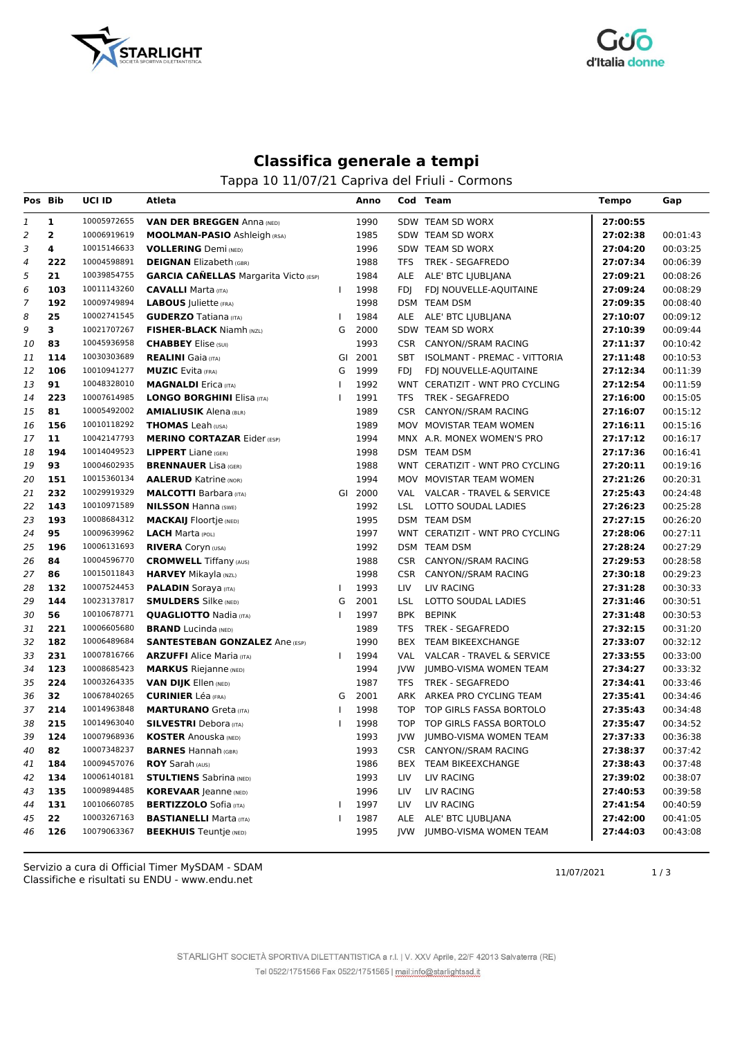# Classifica generale a tempi

Tappa 10 11/07/21 Capriva del Friuli - Cormons

| Pos | Bib | UCI ID | Atleta | | Anno | Cod | Team | Tempo | Gap |
|---|---|---|---|---|---|---|---|---|---|
| 1 | 1 | 10005972655 | **VAN DER BREGGEN** Anna (NED) | | 1990 | SDW | TEAM SD WORX | **27:00:55** | |
| 2 | 2 | 10006919619 | **MOOLMAN-PASIO** Ashleigh (RSA) | | 1985 | SDW | TEAM SD WORX | **27:02:38** | 00:01:43 |
| 3 | 4 | 10015146633 | **VOLLERING** Demi (NED) | | 1996 | SDW | TEAM SD WORX | **27:04:20** | 00:03:25 |
| 4 | 222 | 10004598891 | **DEIGNAN** Elizabeth (GBR) | | 1988 | TFS | TREK - SEGAFREDO | **27:07:34** | 00:06:39 |
| 5 | 21 | 10039854755 | **GARCIA CAÑELLAS** Margarita Victo (ESP) | | 1984 | ALE | ALE' BTC LJUBLJANA | **27:09:21** | 00:08:26 |
| 6 | 103 | 10011143260 | **CAVALLI** Marta (ITA) | I | 1998 | FDJ | FDJ NOUVELLE-AQUITAINE | **27:09:24** | 00:08:29 |
| 7 | 192 | 10009749894 | **LABOUS** Juliette (FRA) | | 1998 | DSM | TEAM DSM | **27:09:35** | 00:08:40 |
| 8 | 25 | 10002741545 | **GUDERZO** Tatiana (ITA) | I | 1984 | ALE | ALE' BTC LJUBLJANA | **27:10:07** | 00:09:12 |
| 9 | 3 | 10021707267 | **FISHER-BLACK** Niamh (NZL) | G | 2000 | SDW | TEAM SD WORX | **27:10:39** | 00:09:44 |
| 10 | 83 | 10045936958 | **CHABBEY** Elise (SUI) | | 1993 | CSR | CANYON//SRAM RACING | **27:11:37** | 00:10:42 |
| 11 | 114 | 10030303689 | **REALINI** Gaia (ITA) | GI | 2001 | SBT | ISOLMANT - PREMAC - VITTORIA | **27:11:48** | 00:10:53 |
| 12 | 106 | 10010941277 | **MUZIC** Evita (FRA) | G | 1999 | FDJ | FDJ NOUVELLE-AQUITAINE | **27:12:34** | 00:11:39 |
| 13 | 91 | 10048328010 | **MAGNALDI** Erica (ITA) | I | 1992 | WNT | CERATIZIT - WNT PRO CYCLING | **27:12:54** | 00:11:59 |
| 14 | 223 | 10007614985 | **LONGO BORGHINI** Elisa (ITA) | I | 1991 | TFS | TREK - SEGAFREDO | **27:16:00** | 00:15:05 |
| 15 | 81 | 10005492002 | **AMIALIUSIK** Alena (BLR) | | 1989 | CSR | CANYON//SRAM RACING | **27:16:07** | 00:15:12 |
| 16 | 156 | 10010118292 | **THOMAS** Leah (USA) | | 1989 | MOV | MOVISTAR TEAM WOMEN | **27:16:11** | 00:15:16 |
| 17 | 11 | 10042147793 | **MERINO CORTAZAR** Eider (ESP) | | 1994 | MNX | A.R. MONEX WOMEN'S PRO | **27:17:12** | 00:16:17 |
| 18 | 194 | 10014049523 | **LIPPERT** Liane (GER) | | 1998 | DSM | TEAM DSM | **27:17:36** | 00:16:41 |
| 19 | 93 | 10004602935 | **BRENNAUER** Lisa (GER) | | 1988 | WNT | CERATIZIT - WNT PRO CYCLING | **27:20:11** | 00:19:16 |
| 20 | 151 | 10015360134 | **AALERUD** Katrine (NOR) | | 1994 | MOV | MOVISTAR TEAM WOMEN | **27:21:26** | 00:20:31 |
| 21 | 232 | 10029919329 | **MALCOTTI** Barbara (ITA) | GI | 2000 | VAL | VALCAR - TRAVEL & SERVICE | **27:25:43** | 00:24:48 |
| 22 | 143 | 10010971589 | **NILSSON** Hanna (SWE) | | 1992 | LSL | LOTTO SOUDAL LADIES | **27:26:23** | 00:25:28 |
| 23 | 193 | 10008684312 | **MACKAIJ** Floortje (NED) | | 1995 | DSM | TEAM DSM | **27:27:15** | 00:26:20 |
| 24 | 95 | 10009639962 | **LACH** Marta (POL) | | 1997 | WNT | CERATIZIT - WNT PRO CYCLING | **27:28:06** | 00:27:11 |
| 25 | 196 | 10006131693 | **RIVERA** Coryn (USA) | | 1992 | DSM | TEAM DSM | **27:28:24** | 00:27:29 |
| 26 | 84 | 10004596770 | **CROMWELL** Tiffany (AUS) | | 1988 | CSR | CANYON//SRAM RACING | **27:29:53** | 00:28:58 |
| 27 | 86 | 10015011843 | **HARVEY** Mikayla (NZL) | | 1998 | CSR | CANYON//SRAM RACING | **27:30:18** | 00:29:23 |
| 28 | 132 | 10007524453 | **PALADIN** Soraya (ITA) | I | 1993 | LIV | LIV RACING | **27:31:28** | 00:30:33 |
| 29 | 144 | 10023137817 | **SMULDERS** Silke (NED) | G | 2001 | LSL | LOTTO SOUDAL LADIES | **27:31:46** | 00:30:51 |
| 30 | 56 | 10010678771 | **QUAGLIOTTO** Nadia (ITA) | I | 1997 | BPK | BEPINK | **27:31:48** | 00:30:53 |
| 31 | 221 | 10006605680 | **BRAND** Lucinda (NED) | | 1989 | TFS | TREK - SEGAFREDO | **27:32:15** | 00:31:20 |
| 32 | 182 | 10006489684 | **SANTESTEBAN GONZALEZ** Ane (ESP) | | 1990 | BEX | TEAM BIKEEXCHANGE | **27:33:07** | 00:32:12 |
| 33 | 231 | 10007816766 | **ARZUFFI** Alice Maria (ITA) | I | 1994 | VAL | VALCAR - TRAVEL & SERVICE | **27:33:55** | 00:33:00 |
| 34 | 123 | 10008685423 | **MARKUS** Riejanne (NED) | | 1994 | JVW | JUMBO-VISMA WOMEN TEAM | **27:34:27** | 00:33:32 |
| 35 | 224 | 10003264335 | **VAN DIJK** Ellen (NED) | | 1987 | TFS | TREK - SEGAFREDO | **27:34:41** | 00:33:46 |
| 36 | 32 | 10067840265 | **CURINIER** Léa (FRA) | G | 2001 | ARK | ARKEA PRO CYCLING TEAM | **27:35:41** | 00:34:46 |
| 37 | 214 | 10014963848 | **MARTURANO** Greta (ITA) | I | 1998 | TOP | TOP GIRLS FASSA BORTOLO | **27:35:43** | 00:34:48 |
| 38 | 215 | 10014963040 | **SILVESTRI** Debora (ITA) | I | 1998 | TOP | TOP GIRLS FASSA BORTOLO | **27:35:47** | 00:34:52 |
| 39 | 124 | 10007968936 | **KOSTER** Anouska (NED) | | 1993 | JVW | JUMBO-VISMA WOMEN TEAM | **27:37:33** | 00:36:38 |
| 40 | 82 | 10007348237 | **BARNES** Hannah (GBR) | | 1993 | CSR | CANYON//SRAM RACING | **27:38:37** | 00:37:42 |
| 41 | 184 | 10009457076 | **ROY** Sarah (AUS) | | 1986 | BEX | TEAM BIKEEXCHANGE | **27:38:43** | 00:37:48 |
| 42 | 134 | 10006140181 | **STULTIENS** Sabrina (NED) | | 1993 | LIV | LIV RACING | **27:39:02** | 00:38:07 |
| 43 | 135 | 10009894485 | **KOREVAAR** Jeanne (NED) | | 1996 | LIV | LIV RACING | **27:40:53** | 00:39:58 |
| 44 | 131 | 10010660785 | **BERTIZZOLO** Sofia (ITA) | I | 1997 | LIV | LIV RACING | **27:41:54** | 00:40:59 |
| 45 | 22 | 10003267163 | **BASTIANELLI** Marta (ITA) | I | 1987 | ALE | ALE' BTC LJUBLJANA | **27:42:00** | 00:41:05 |
| 46 | 126 | 10079063367 | **BEEKHUIS** Teuntje (NED) | | 1995 | JVW | JUMBO-VISMA WOMEN TEAM | **27:44:03** | 00:43:08 |

Servizio a cura di Official Timer MySDAM - SDAM
Classifiche e risultati su ENDU - www.endu.net

11/07/2021

STARLIGHT SOCIETÀ SPORTIVA DILETTANTISTICA a r.l. | V. XXV Aprile, 22/F 42013 Salvaterra (RE)
Tel 0522/1751566 Fax 0522/1751565 | mail:info@starlightssd.it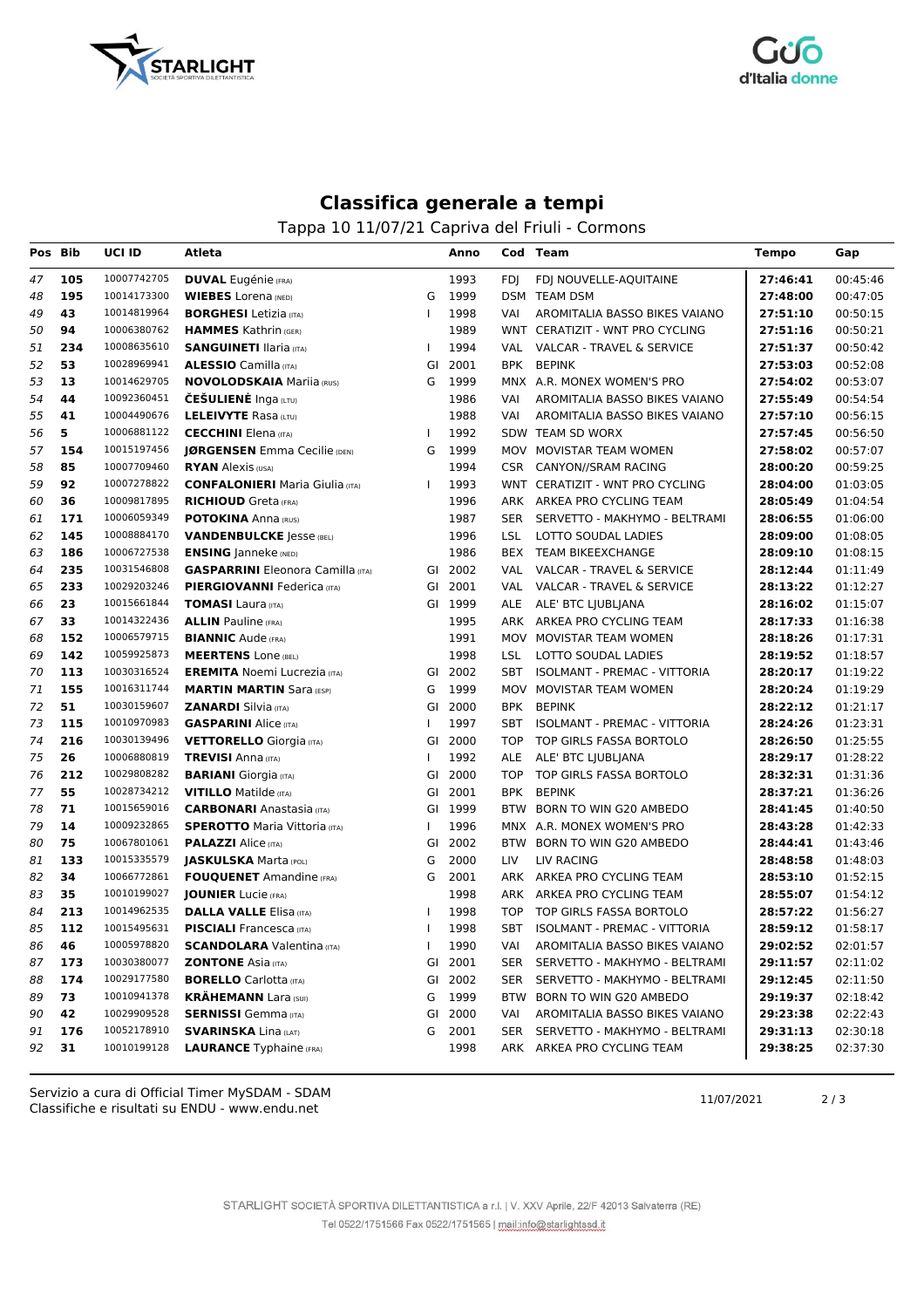# Classifica generale a tempi

Tappa 10 11/07/21 Capriva del Friuli - Cormons

| Pos | Bib | UCI ID | Atleta | | Anno | Cod | Team | Tempo | Gap |
|---|---|---|---|---|---|---|---|---|---|
| 47 | 105 | 10007742705 | **DUVAL** Eugénie (FRA) | | 1993 | FDJ | FDJ NOUVELLE-AQUITAINE | 27:46:41 | 00:45:46 |
| 48 | 195 | 10014173300 | **WIEBES** Lorena (NED) | G | 1999 | DSM | TEAM DSM | 27:48:00 | 00:47:05 |
| 49 | 43 | 10014819964 | **BORGHESI** Letizia (ITA) | I | 1998 | VAI | AROMITALIA BASSO BIKES VAIANO | 27:51:10 | 00:50:15 |
| 50 | 94 | 10006380762 | **HAMMES** Kathrin (GER) | | 1989 | WNT | CERATIZIT - WNT PRO CYCLING | 27:51:16 | 00:50:21 |
| 51 | 234 | 10008635610 | **SANGUINETI** Ilaria (ITA) | I | 1994 | VAL | VALCAR - TRAVEL & SERVICE | 27:51:37 | 00:50:42 |
| 52 | 53 | 10028969941 | **ALESSIO** Camilla (ITA) | GI | 2001 | BPK | BEPINK | 27:53:03 | 00:52:08 |
| 53 | 13 | 10014629705 | **NOVOLODSKAIA** Mariia (RUS) | G | 1999 | MNX | A.R. MONEX WOMEN'S PRO | 27:54:02 | 00:53:07 |
| 54 | 44 | 10092360451 | **ČEŠULIENĖ** Inga (LTU) | | 1986 | VAI | AROMITALIA BASSO BIKES VAIANO | 27:55:49 | 00:54:54 |
| 55 | 41 | 10004490676 | **LELEIVYTE** Rasa (LTU) | | 1988 | VAI | AROMITALIA BASSO BIKES VAIANO | 27:57:10 | 00:56:15 |
| 56 | 5 | 10006881122 | **CECCHINI** Elena (ITA) | I | 1992 | SDW | TEAM SD WORX | 27:57:45 | 00:56:50 |
| 57 | 154 | 10015197456 | **JØRGENSEN** Emma Cecilie (DEN) | G | 1999 | MOV | MOVISTAR TEAM WOMEN | 27:58:02 | 00:57:07 |
| 58 | 85 | 10007709460 | **RYAN** Alexis (USA) | | 1994 | CSR | CANYON//SRAM RACING | 28:00:20 | 00:59:25 |
| 59 | 92 | 10007278822 | **CONFALONIERI** Maria Giulia (ITA) | I | 1993 | WNT | CERATIZIT - WNT PRO CYCLING | 28:04:00 | 01:03:05 |
| 60 | 36 | 10009817895 | **RICHIOUD** Greta (FRA) | | 1996 | ARK | ARKEA PRO CYCLING TEAM | 28:05:49 | 01:04:54 |
| 61 | 171 | 10006059349 | **POTOKINA** Anna (RUS) | | 1987 | SER | SERVETTO - MAKHYMO - BELTRAMI | 28:06:55 | 01:06:00 |
| 62 | 145 | 10008884170 | **VANDENBULCKE** Jesse (BEL) | | 1996 | LSL | LOTTO SOUDAL LADIES | 28:09:00 | 01:08:05 |
| 63 | 186 | 10006727538 | **ENSING** Janneke (NED) | | 1986 | BEX | TEAM BIKEEXCHANGE | 28:09:10 | 01:08:15 |
| 64 | 235 | 10031546808 | **GASPARRINI** Eleonora Camilla (ITA) | GI | 2002 | VAL | VALCAR - TRAVEL & SERVICE | 28:12:44 | 01:11:49 |
| 65 | 233 | 10029203246 | **PIERGIOVANNI** Federica (ITA) | GI | 2001 | VAL | VALCAR - TRAVEL & SERVICE | 28:13:22 | 01:12:27 |
| 66 | 23 | 10015661844 | **TOMASI** Laura (ITA) | GI | 1999 | ALE | ALE' BTC LJUBLJANA | 28:16:02 | 01:15:07 |
| 67 | 33 | 10014322436 | **ALLIN** Pauline (FRA) | | 1995 | ARK | ARKEA PRO CYCLING TEAM | 28:17:33 | 01:16:38 |
| 68 | 152 | 10006579715 | **BIANNIC** Aude (FRA) | | 1991 | MOV | MOVISTAR TEAM WOMEN | 28:18:26 | 01:17:31 |
| 69 | 142 | 10059925873 | **MEERTENS** Lone (BEL) | | 1998 | LSL | LOTTO SOUDAL LADIES | 28:19:52 | 01:18:57 |
| 70 | 113 | 10030316524 | **EREMITA** Noemi Lucrezia (ITA) | GI | 2002 | SBT | ISOLMANT - PREMAC - VITTORIA | 28:20:17 | 01:19:22 |
| 71 | 155 | 10016311744 | **MARTIN MARTIN** Sara (ESP) | G | 1999 | MOV | MOVISTAR TEAM WOMEN | 28:20:24 | 01:19:29 |
| 72 | 51 | 10030159607 | **ZANARDI** Silvia (ITA) | GI | 2000 | BPK | BEPINK | 28:22:12 | 01:21:17 |
| 73 | 115 | 10010970983 | **GASPARINI** Alice (ITA) | I | 1997 | SBT | ISOLMANT - PREMAC - VITTORIA | 28:24:26 | 01:23:31 |
| 74 | 216 | 10030139496 | **VETTORELLO** Giorgia (ITA) | GI | 2000 | TOP | TOP GIRLS FASSA BORTOLO | 28:26:50 | 01:25:55 |
| 75 | 26 | 10006880819 | **TREVISI** Anna (ITA) | I | 1992 | ALE | ALE' BTC LJUBLJANA | 28:29:17 | 01:28:22 |
| 76 | 212 | 10029808282 | **BARIANI** Giorgia (ITA) | GI | 2000 | TOP | TOP GIRLS FASSA BORTOLO | 28:32:31 | 01:31:36 |
| 77 | 55 | 10028734212 | **VITILLO** Matilde (ITA) | GI | 2001 | BPK | BEPINK | 28:37:21 | 01:36:26 |
| 78 | 71 | 10015659016 | **CARBONARI** Anastasia (ITA) | GI | 1999 | BTW | BORN TO WIN G20 AMBEDO | 28:41:45 | 01:40:50 |
| 79 | 14 | 10009232865 | **SPEROTTO** Maria Vittoria (ITA) | I | 1996 | MNX | A.R. MONEX WOMEN'S PRO | 28:43:28 | 01:42:33 |
| 80 | 75 | 10067801061 | **PALAZZI** Alice (ITA) | GI | 2002 | BTW | BORN TO WIN G20 AMBEDO | 28:44:41 | 01:43:46 |
| 81 | 133 | 10015335579 | **JASKULSKA** Marta (POL) | G | 2000 | LIV | LIV RACING | 28:48:58 | 01:48:03 |
| 82 | 34 | 10066772861 | **FOUQUENET** Amandine (FRA) | G | 2001 | ARK | ARKEA PRO CYCLING TEAM | 28:53:10 | 01:52:15 |
| 83 | 35 | 10010199027 | **JOUNIER** Lucie (FRA) | | 1998 | ARK | ARKEA PRO CYCLING TEAM | 28:55:07 | 01:54:12 |
| 84 | 213 | 10014962535 | **DALLA VALLE** Elisa (ITA) | I | 1998 | TOP | TOP GIRLS FASSA BORTOLO | 28:57:22 | 01:56:27 |
| 85 | 112 | 10015495631 | **PISCIALI** Francesca (ITA) | I | 1998 | SBT | ISOLMANT - PREMAC - VITTORIA | 28:59:12 | 01:58:17 |
| 86 | 46 | 10005978820 | **SCANDOLARA** Valentina (ITA) | I | 1990 | VAI | AROMITALIA BASSO BIKES VAIANO | 29:02:52 | 02:01:57 |
| 87 | 173 | 10030380077 | **ZONTONE** Asia (ITA) | GI | 2001 | SER | SERVETTO - MAKHYMO - BELTRAMI | 29:11:57 | 02:11:02 |
| 88 | 174 | 10029177580 | **BORELLO** Carlotta (ITA) | GI | 2002 | SER | SERVETTO - MAKHYMO - BELTRAMI | 29:12:45 | 02:11:50 |
| 89 | 73 | 10010941378 | **KRÄHEMANN** Lara (SUI) | G | 1999 | BTW | BORN TO WIN G20 AMBEDO | 29:19:37 | 02:18:42 |
| 90 | 42 | 10029909528 | **SERNISSI** Gemma (ITA) | GI | 2000 | VAI | AROMITALIA BASSO BIKES VAIANO | 29:23:38 | 02:22:43 |
| 91 | 176 | 10052178910 | **SVARINSKA** Lina (LAT) | G | 2001 | SER | SERVETTO - MAKHYMO - BELTRAMI | 29:31:13 | 02:30:18 |
| 92 | 31 | 10010199128 | **LAURANCE** Typhaine (FRA) | | 1998 | ARK | ARKEA PRO CYCLING TEAM | 29:38:25 | 02:37:30 |

Servizio a cura di Official Timer MySDAM - SDAM
Classifiche e risultati su ENDU - www.endu.net

11/07/2021

STARLIGHT SOCIETÀ SPORTIVA DILETTANTISTICA a r.l. | V. XXV Aprile, 22/F 42013 Salvaterra (RE)
Tel 0522/1751566 Fax 0522/1751565 | mail:info@starlightssd.it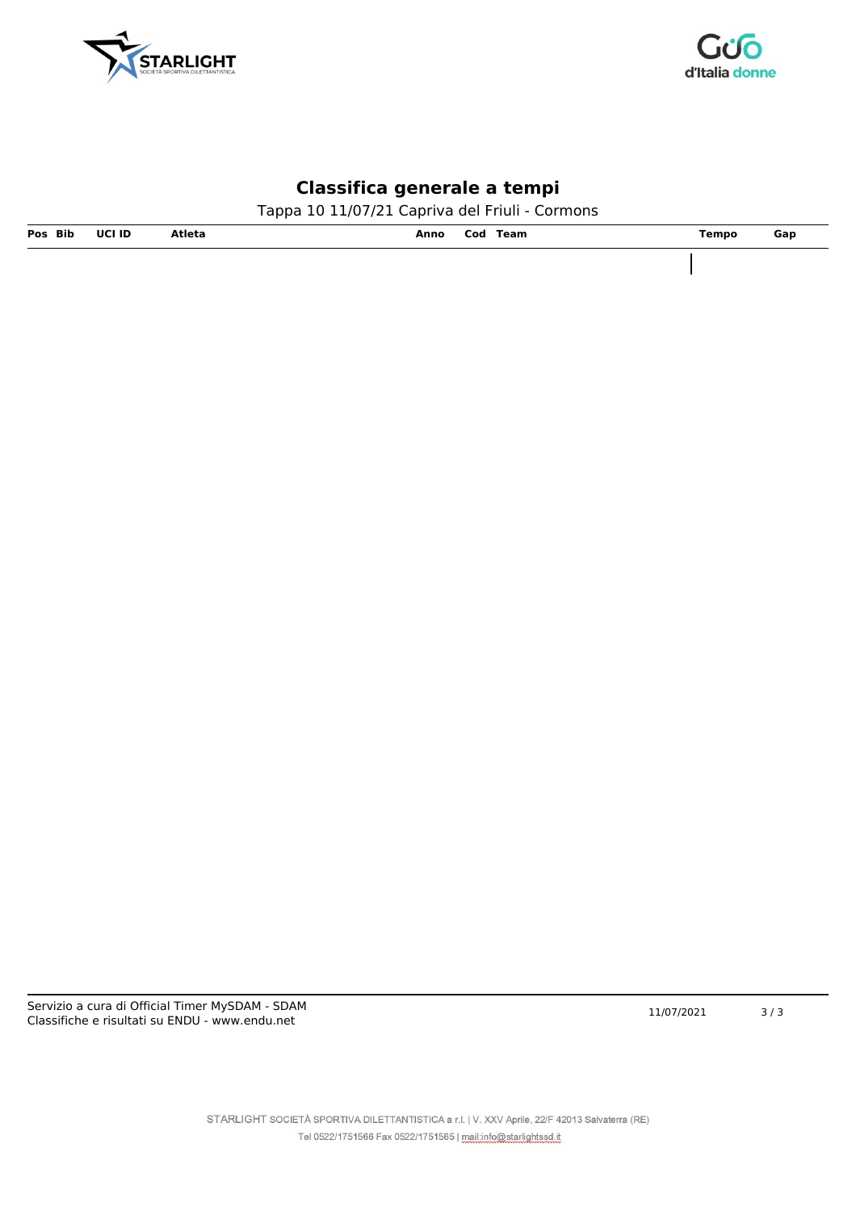# Classifica generale a tempi

Tappa 10 11/07/21 Capriva del Friuli - Cormons

| Pos | Bib | UCI ID | Atleta | Anno | Cod | Team | Tempo | Gap |
|---|---|---|---|---|---|---|---|---|

Servizio a cura di Official Timer MySDAM - SDAM
Classifiche e risultati su ENDU - www.endu.net

11/07/2021

STARLIGHT SOCIETÀ SPORTIVA DILETTANTISTICA a r.l. | V. XXV Aprile, 22/F 42013 Salvaterra (RE)
Tel 0522/1751566 Fax 0522/1751565 | mail:info@starlightssd.it